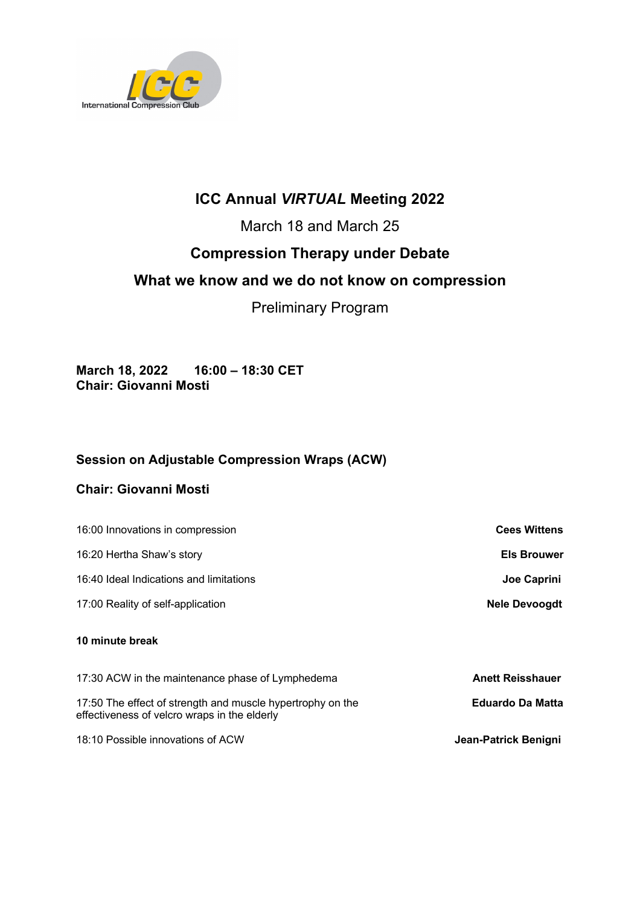International Compression Club

# ICC Annual *VIRTUAL* Meeting 2022

March 18 and March 25

## Compression Therapy under Debate

## What we know and we do not know on compression

Preliminary Program

**March 18, 2022 16:00 – 18:30 CET**
**Chair: Giovanni Mosti**

### Session on Adjustable Compression Wraps (ACW)

**Chair: Giovanni Mosti**

16:00 Innovations in compression — **Cees Wittens**

16:20 Hertha Shaw's story — **Els Brouwer**

16:40 Ideal Indications and limitations — **Joe Caprini**

17:00 Reality of self-application — **Nele Devoogdt**

**10 minute break**

17:30 ACW in the maintenance phase of Lymphedema — **Anett Reisshauer**

17:50 The effect of strength and muscle hypertrophy on the effectiveness of velcro wraps in the elderly — **Eduardo Da Matta**

18:10 Possible innovations of ACW — **Jean-Patrick Benigni**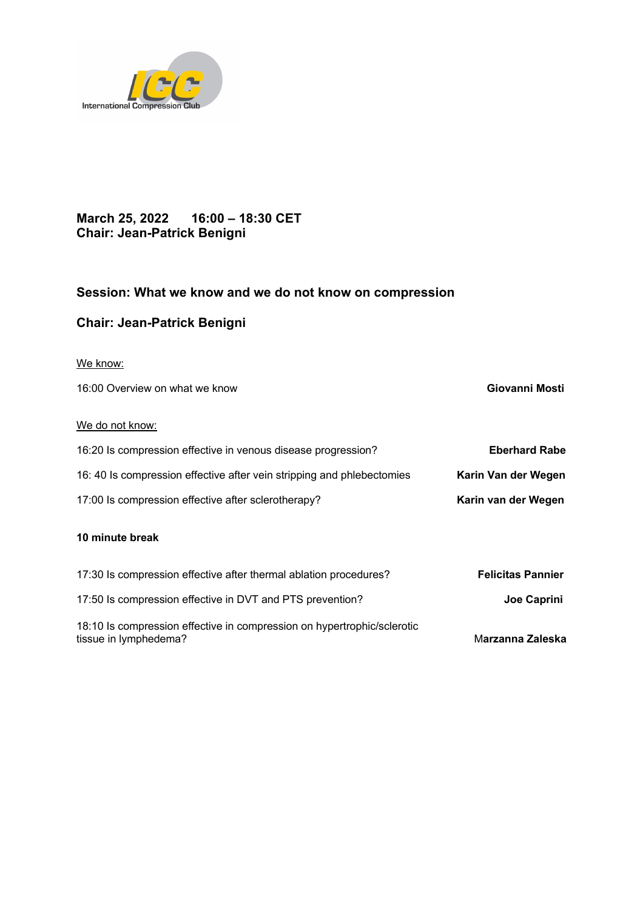**March 25, 2022 16:00 – 18:30 CET**
**Chair: Jean-Patrick Benigni**

## Session: What we know and we do not know on compression

## Chair: Jean-Patrick Benigni

We know:

16:00 Overview on what we know — **Giovanni Mosti**

We do not know:

16:20 Is compression effective in venous disease progression? — **Eberhard Rabe**

16: 40 Is compression effective after vein stripping and phlebectomies — **Karin Van der Wegen**

17:00 Is compression effective after sclerotherapy? — **Karin van der Wegen**

**10 minute break**

17:30 Is compression effective after thermal ablation procedures? — **Felicitas Pannier**

17:50 Is compression effective in DVT and PTS prevention? — **Joe Caprini**

18:10 Is compression effective in compression on hypertrophic/sclerotic tissue in lymphedema? — **Marzanna Zaleska**